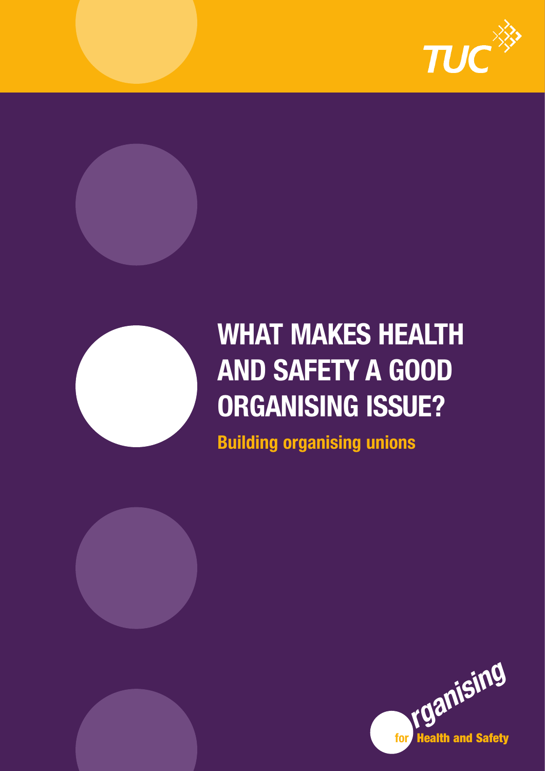TUC

# WHAT MAKES HEALTH AND SAFETY A GOOD ORGANISING ISSUE?

## Building organising unions

Organising for Health and Safety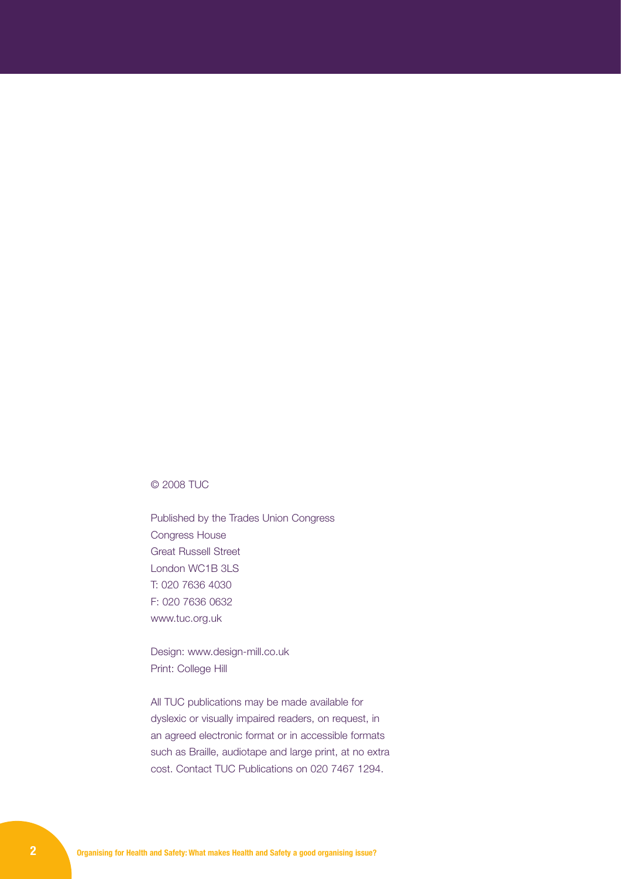© 2008 TUC

Published by the Trades Union Congress
Congress House
Great Russell Street
London WC1B 3LS
T: 020 7636 4030
F: 020 7636 0632
www.tuc.org.uk

Design: www.design-mill.co.uk
Print: College Hill

All TUC publications may be made available for dyslexic or visually impaired readers, on request, in an agreed electronic format or in accessible formats such as Braille, audiotape and large print, at no extra cost. Contact TUC Publications on 020 7467 1294.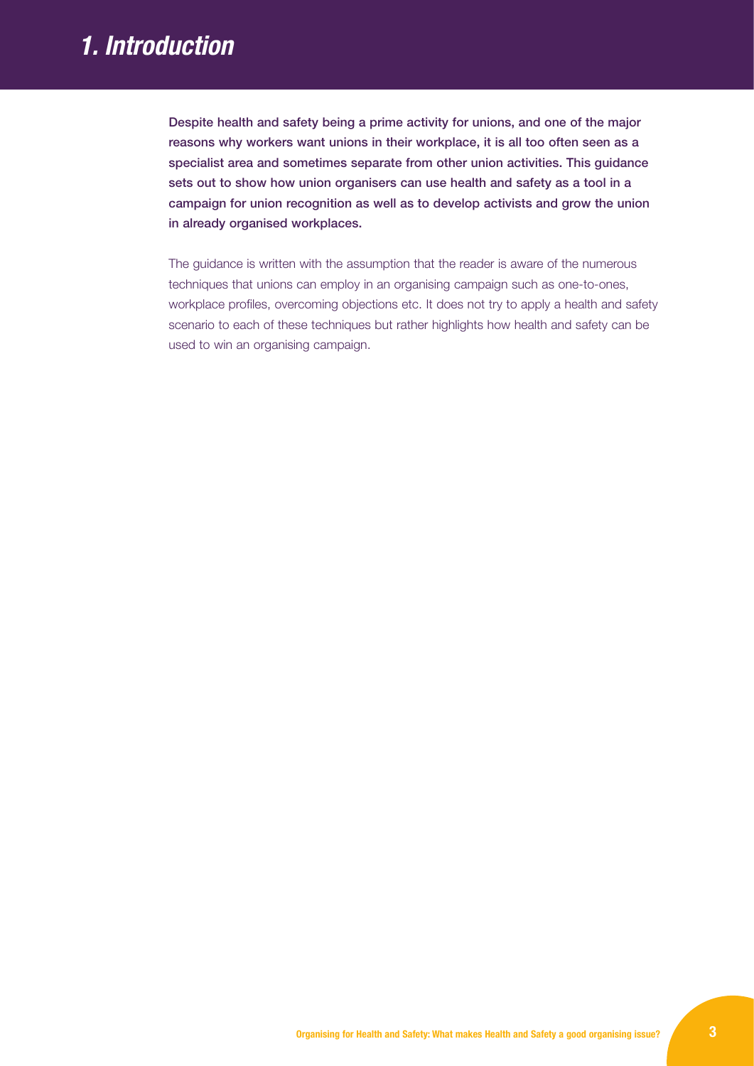# *1. Introduction*

**Despite health and safety being a prime activity for unions, and one of the major reasons why workers want unions in their workplace, it is all too often seen as a specialist area and sometimes separate from other union activities. This guidance sets out to show how union organisers can use health and safety as a tool in a campaign for union recognition as well as to develop activists and grow the union in already organised workplaces.**

The guidance is written with the assumption that the reader is aware of the numerous techniques that unions can employ in an organising campaign such as one-to-ones, workplace profiles, overcoming objections etc. It does not try to apply a health and safety scenario to each of these techniques but rather highlights how health and safety can be used to win an organising campaign.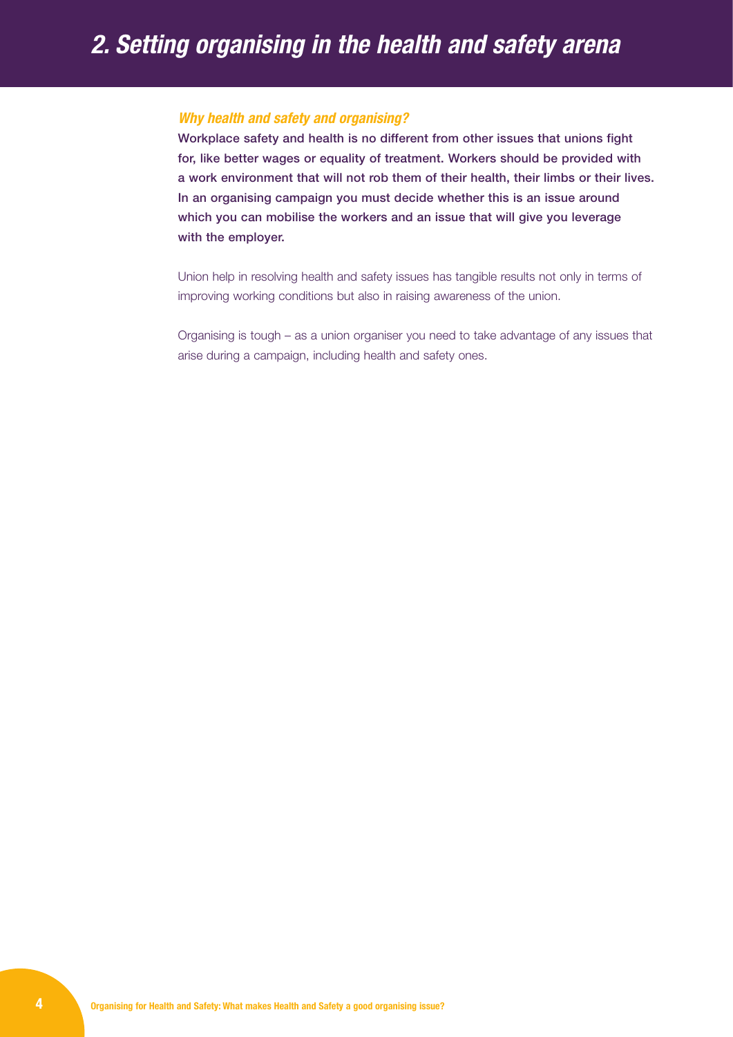# *2. Setting organising in the health and safety arena*

### *Why health and safety and organising?*

**Workplace safety and health is no different from other issues that unions fight for, like better wages or equality of treatment. Workers should be provided with a work environment that will not rob them of their health, their limbs or their lives. In an organising campaign you must decide whether this is an issue around which you can mobilise the workers and an issue that will give you leverage with the employer.**

Union help in resolving health and safety issues has tangible results not only in terms of improving working conditions but also in raising awareness of the union.

Organising is tough – as a union organiser you need to take advantage of any issues that arise during a campaign, including health and safety ones.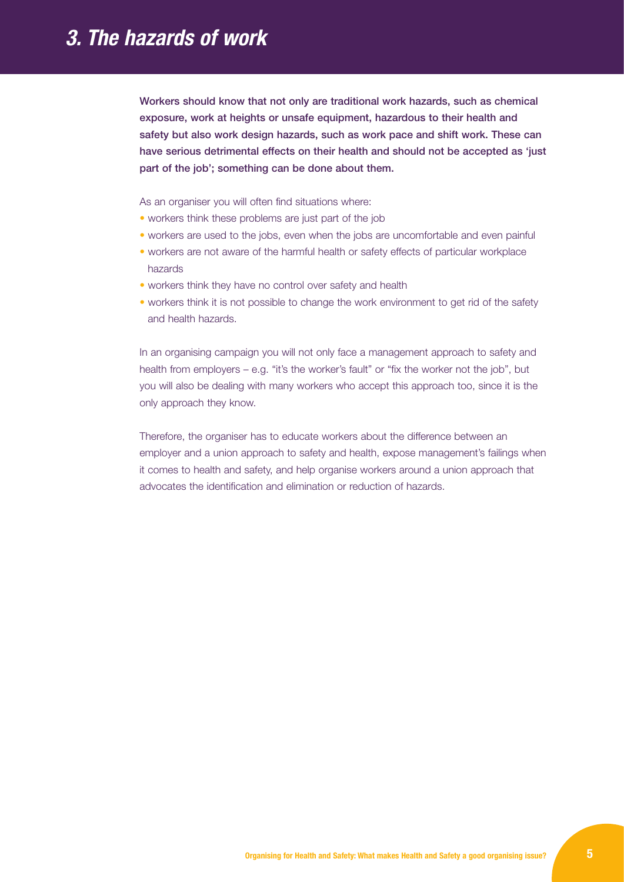# 3. The hazards of work

**Workers should know that not only are traditional work hazards, such as chemical exposure, work at heights or unsafe equipment, hazardous to their health and safety but also work design hazards, such as work pace and shift work. These can have serious detrimental effects on their health and should not be accepted as 'just part of the job'; something can be done about them.**

As an organiser you will often find situations where:

- workers think these problems are just part of the job
- workers are used to the jobs, even when the jobs are uncomfortable and even painful
- workers are not aware of the harmful health or safety effects of particular workplace hazards
- workers think they have no control over safety and health
- workers think it is not possible to change the work environment to get rid of the safety and health hazards.

In an organising campaign you will not only face a management approach to safety and health from employers – e.g. "it's the worker's fault" or "fix the worker not the job", but you will also be dealing with many workers who accept this approach too, since it is the only approach they know.

Therefore, the organiser has to educate workers about the difference between an employer and a union approach to safety and health, expose management's failings when it comes to health and safety, and help organise workers around a union approach that advocates the identification and elimination or reduction of hazards.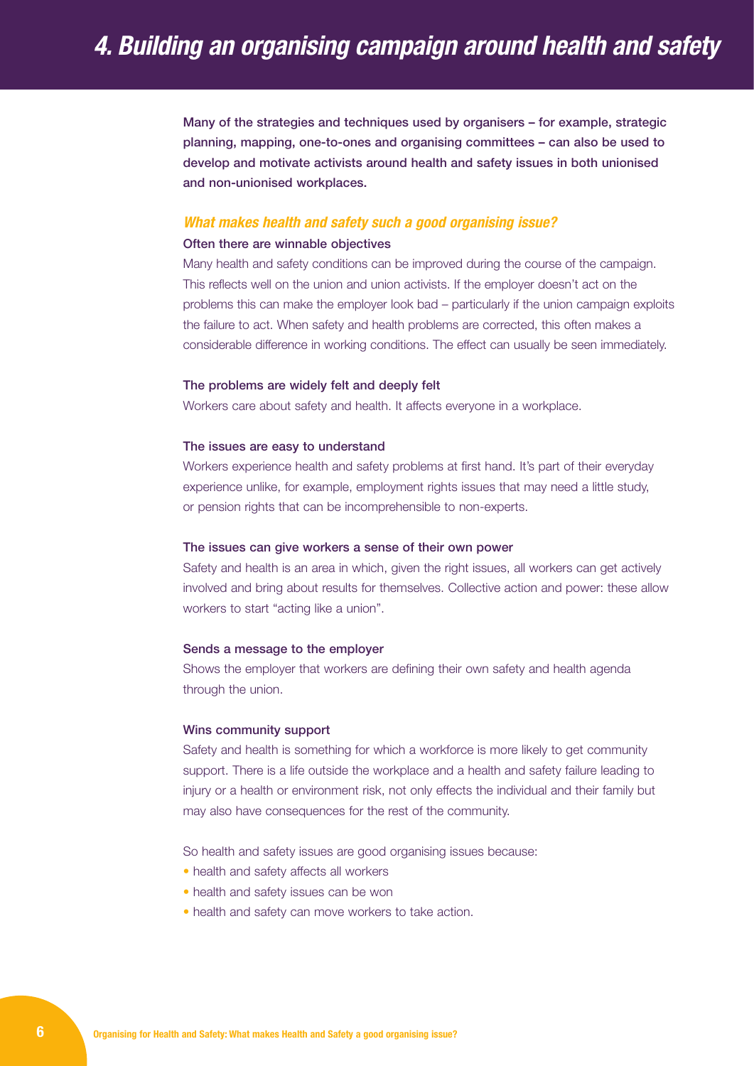# 4. Building an organising campaign around health and safety

**Many of the strategies and techniques used by organisers – for example, strategic planning, mapping, one-to-ones and organising committees – can also be used to develop and motivate activists around health and safety issues in both unionised and non-unionised workplaces.**

## *What makes health and safety such a good organising issue?*

### Often there are winnable objectives

Many health and safety conditions can be improved during the course of the campaign. This reflects well on the union and union activists. If the employer doesn't act on the problems this can make the employer look bad – particularly if the union campaign exploits the failure to act. When safety and health problems are corrected, this often makes a considerable difference in working conditions. The effect can usually be seen immediately.

### The problems are widely felt and deeply felt

Workers care about safety and health. It affects everyone in a workplace.

### The issues are easy to understand

Workers experience health and safety problems at first hand. It's part of their everyday experience unlike, for example, employment rights issues that may need a little study, or pension rights that can be incomprehensible to non-experts.

### The issues can give workers a sense of their own power

Safety and health is an area in which, given the right issues, all workers can get actively involved and bring about results for themselves. Collective action and power: these allow workers to start "acting like a union".

### Sends a message to the employer

Shows the employer that workers are defining their own safety and health agenda through the union.

### Wins community support

Safety and health is something for which a workforce is more likely to get community support. There is a life outside the workplace and a health and safety failure leading to injury or a health or environment risk, not only effects the individual and their family but may also have consequences for the rest of the community.

So health and safety issues are good organising issues because:

- health and safety affects all workers
- health and safety issues can be won
- health and safety can move workers to take action.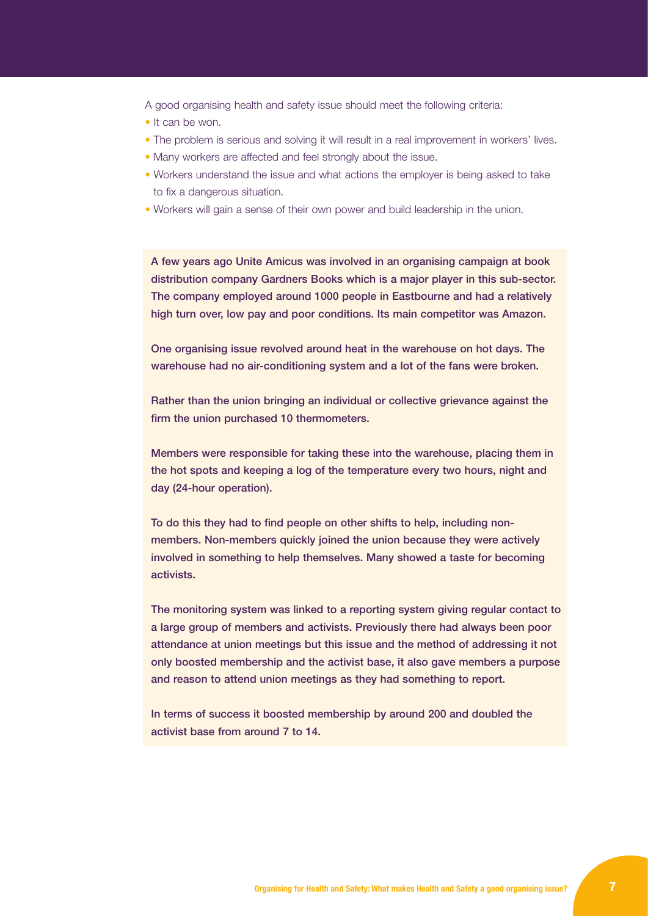A good organising health and safety issue should meet the following criteria:

- It can be won.
- The problem is serious and solving it will result in a real improvement in workers' lives.
- Many workers are affected and feel strongly about the issue.
- Workers understand the issue and what actions the employer is being asked to take to fix a dangerous situation.
- Workers will gain a sense of their own power and build leadership in the union.

**A few years ago Unite Amicus was involved in an organising campaign at book distribution company Gardners Books which is a major player in this sub-sector. The company employed around 1000 people in Eastbourne and had a relatively high turn over, low pay and poor conditions. Its main competitor was Amazon.**

**One organising issue revolved around heat in the warehouse on hot days. The warehouse had no air-conditioning system and a lot of the fans were broken.**

**Rather than the union bringing an individual or collective grievance against the firm the union purchased 10 thermometers.**

**Members were responsible for taking these into the warehouse, placing them in the hot spots and keeping a log of the temperature every two hours, night and day (24-hour operation).**

**To do this they had to find people on other shifts to help, including non-members. Non-members quickly joined the union because they were actively involved in something to help themselves. Many showed a taste for becoming activists.**

**The monitoring system was linked to a reporting system giving regular contact to a large group of members and activists. Previously there had always been poor attendance at union meetings but this issue and the method of addressing it not only boosted membership and the activist base, it also gave members a purpose and reason to attend union meetings as they had something to report.**

**In terms of success it boosted membership by around 200 and doubled the activist base from around 7 to 14.**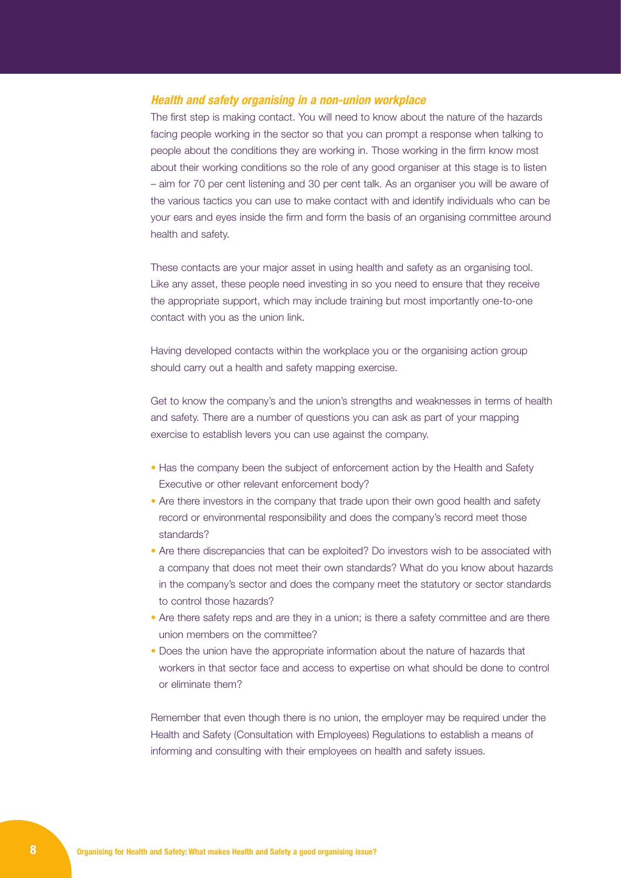### *Health and safety organising in a non-union workplace*

The first step is making contact. You will need to know about the nature of the hazards facing people working in the sector so that you can prompt a response when talking to people about the conditions they are working in. Those working in the firm know most about their working conditions so the role of any good organiser at this stage is to listen – aim for 70 per cent listening and 30 per cent talk. As an organiser you will be aware of the various tactics you can use to make contact with and identify individuals who can be your ears and eyes inside the firm and form the basis of an organising committee around health and safety.

These contacts are your major asset in using health and safety as an organising tool. Like any asset, these people need investing in so you need to ensure that they receive the appropriate support, which may include training but most importantly one-to-one contact with you as the union link.

Having developed contacts within the workplace you or the organising action group should carry out a health and safety mapping exercise.

Get to know the company's and the union's strengths and weaknesses in terms of health and safety. There are a number of questions you can ask as part of your mapping exercise to establish levers you can use against the company.

- Has the company been the subject of enforcement action by the Health and Safety Executive or other relevant enforcement body?
- Are there investors in the company that trade upon their own good health and safety record or environmental responsibility and does the company's record meet those standards?
- Are there discrepancies that can be exploited? Do investors wish to be associated with a company that does not meet their own standards? What do you know about hazards in the company's sector and does the company meet the statutory or sector standards to control those hazards?
- Are there safety reps and are they in a union; is there a safety committee and are there union members on the committee?
- Does the union have the appropriate information about the nature of hazards that workers in that sector face and access to expertise on what should be done to control or eliminate them?

Remember that even though there is no union, the employer may be required under the Health and Safety (Consultation with Employees) Regulations to establish a means of informing and consulting with their employees on health and safety issues.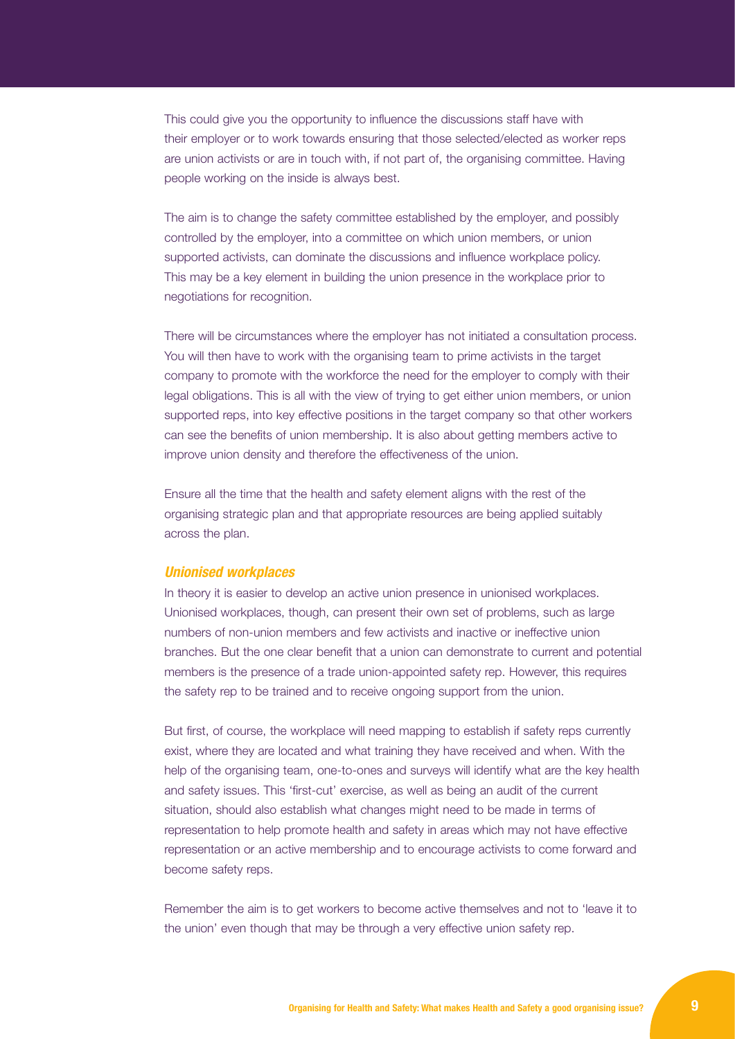This could give you the opportunity to influence the discussions staff have with their employer or to work towards ensuring that those selected/elected as worker reps are union activists or are in touch with, if not part of, the organising committee. Having people working on the inside is always best.

The aim is to change the safety committee established by the employer, and possibly controlled by the employer, into a committee on which union members, or union supported activists, can dominate the discussions and influence workplace policy. This may be a key element in building the union presence in the workplace prior to negotiations for recognition.

There will be circumstances where the employer has not initiated a consultation process. You will then have to work with the organising team to prime activists in the target company to promote with the workforce the need for the employer to comply with their legal obligations. This is all with the view of trying to get either union members, or union supported reps, into key effective positions in the target company so that other workers can see the benefits of union membership. It is also about getting members active to improve union density and therefore the effectiveness of the union.

Ensure all the time that the health and safety element aligns with the rest of the organising strategic plan and that appropriate resources are being applied suitably across the plan.

### *Unionised workplaces*

In theory it is easier to develop an active union presence in unionised workplaces. Unionised workplaces, though, can present their own set of problems, such as large numbers of non-union members and few activists and inactive or ineffective union branches. But the one clear benefit that a union can demonstrate to current and potential members is the presence of a trade union-appointed safety rep. However, this requires the safety rep to be trained and to receive ongoing support from the union.

But first, of course, the workplace will need mapping to establish if safety reps currently exist, where they are located and what training they have received and when. With the help of the organising team, one-to-ones and surveys will identify what are the key health and safety issues. This 'first-cut' exercise, as well as being an audit of the current situation, should also establish what changes might need to be made in terms of representation to help promote health and safety in areas which may not have effective representation or an active membership and to encourage activists to come forward and become safety reps.

Remember the aim is to get workers to become active themselves and not to 'leave it to the union' even though that may be through a very effective union safety rep.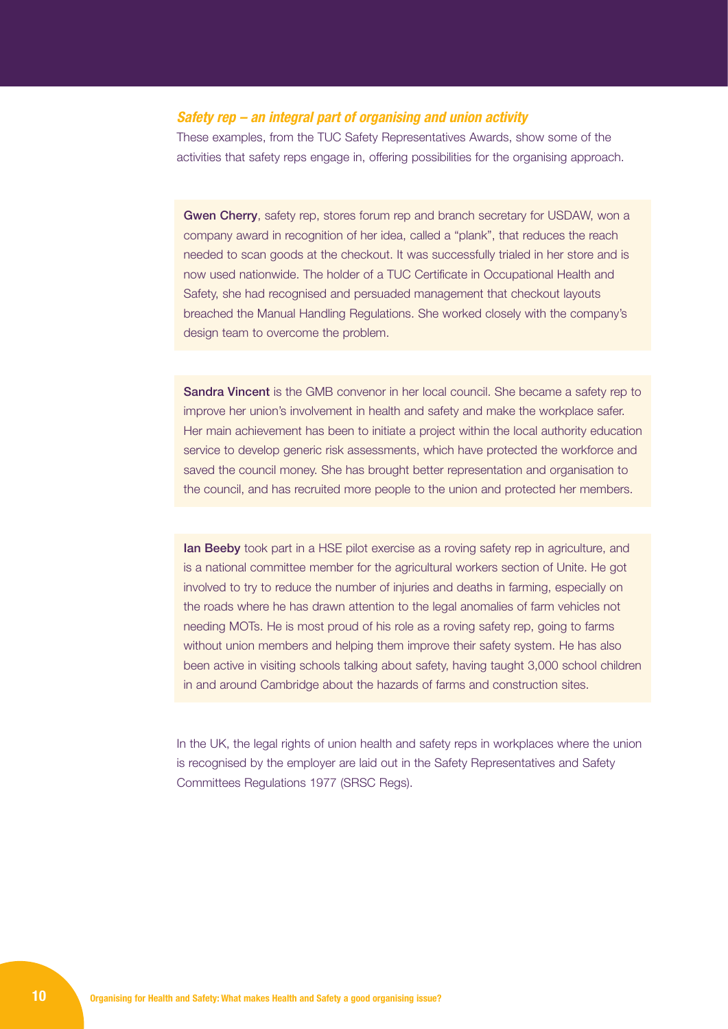### *Safety rep – an integral part of organising and union activity*

These examples, from the TUC Safety Representatives Awards, show some of the activities that safety reps engage in, offering possibilities for the organising approach.

**Gwen Cherry**, safety rep, stores forum rep and branch secretary for USDAW, won a company award in recognition of her idea, called a "plank", that reduces the reach needed to scan goods at the checkout. It was successfully trialed in her store and is now used nationwide. The holder of a TUC Certificate in Occupational Health and Safety, she had recognised and persuaded management that checkout layouts breached the Manual Handling Regulations. She worked closely with the company's design team to overcome the problem.

**Sandra Vincent** is the GMB convenor in her local council. She became a safety rep to improve her union's involvement in health and safety and make the workplace safer. Her main achievement has been to initiate a project within the local authority education service to develop generic risk assessments, which have protected the workforce and saved the council money. She has brought better representation and organisation to the council, and has recruited more people to the union and protected her members.

**Ian Beeby** took part in a HSE pilot exercise as a roving safety rep in agriculture, and is a national committee member for the agricultural workers section of Unite. He got involved to try to reduce the number of injuries and deaths in farming, especially on the roads where he has drawn attention to the legal anomalies of farm vehicles not needing MOTs. He is most proud of his role as a roving safety rep, going to farms without union members and helping them improve their safety system. He has also been active in visiting schools talking about safety, having taught 3,000 school children in and around Cambridge about the hazards of farms and construction sites.

In the UK, the legal rights of union health and safety reps in workplaces where the union is recognised by the employer are laid out in the Safety Representatives and Safety Committees Regulations 1977 (SRSC Regs).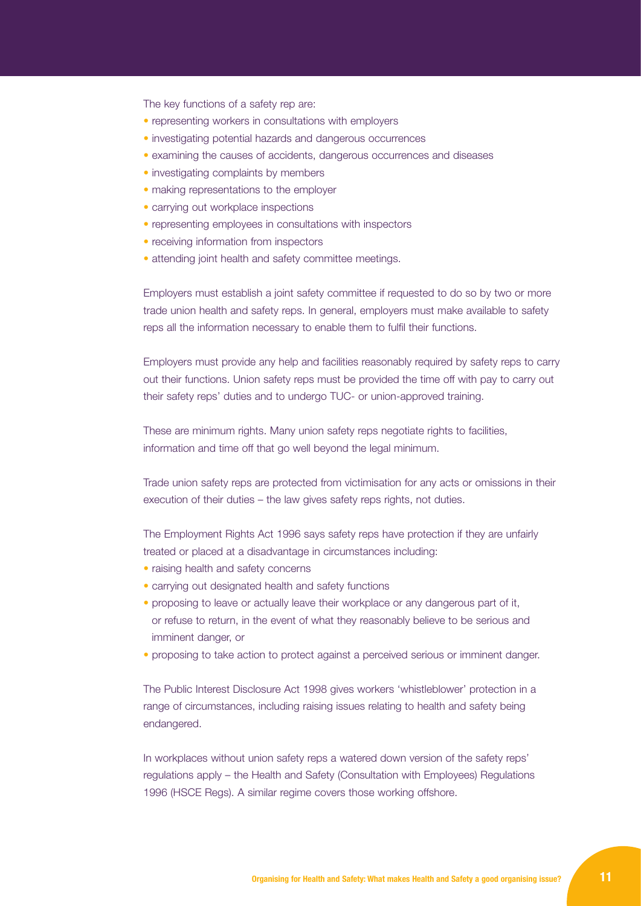The key functions of a safety rep are:

- representing workers in consultations with employers
- investigating potential hazards and dangerous occurrences
- examining the causes of accidents, dangerous occurrences and diseases
- investigating complaints by members
- making representations to the employer
- carrying out workplace inspections
- representing employees in consultations with inspectors
- receiving information from inspectors
- attending joint health and safety committee meetings.

Employers must establish a joint safety committee if requested to do so by two or more trade union health and safety reps. In general, employers must make available to safety reps all the information necessary to enable them to fulfil their functions.

Employers must provide any help and facilities reasonably required by safety reps to carry out their functions. Union safety reps must be provided the time off with pay to carry out their safety reps' duties and to undergo TUC- or union-approved training.

These are minimum rights. Many union safety reps negotiate rights to facilities, information and time off that go well beyond the legal minimum.

Trade union safety reps are protected from victimisation for any acts or omissions in their execution of their duties – the law gives safety reps rights, not duties.

The Employment Rights Act 1996 says safety reps have protection if they are unfairly treated or placed at a disadvantage in circumstances including:

- raising health and safety concerns
- carrying out designated health and safety functions
- proposing to leave or actually leave their workplace or any dangerous part of it, or refuse to return, in the event of what they reasonably believe to be serious and imminent danger, or
- proposing to take action to protect against a perceived serious or imminent danger.

The Public Interest Disclosure Act 1998 gives workers 'whistleblower' protection in a range of circumstances, including raising issues relating to health and safety being endangered.

In workplaces without union safety reps a watered down version of the safety reps' regulations apply – the Health and Safety (Consultation with Employees) Regulations 1996 (HSCE Regs). A similar regime covers those working offshore.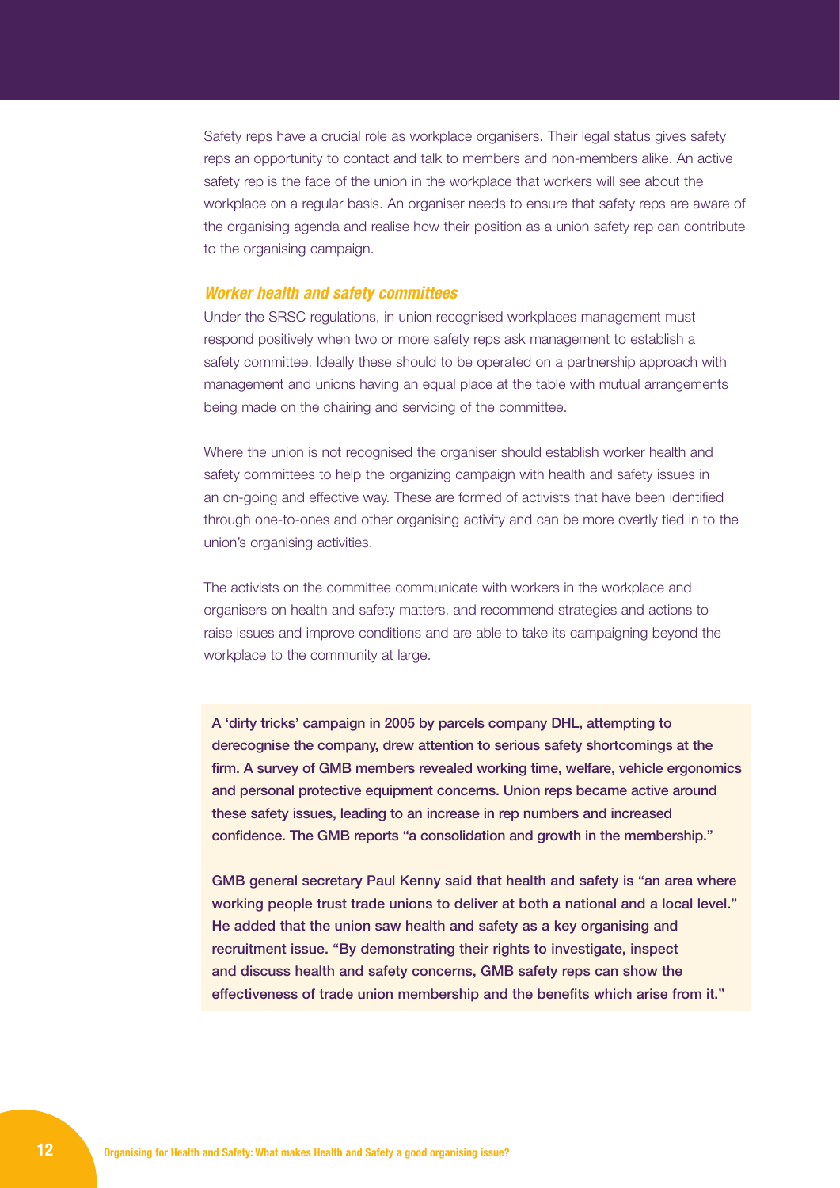Safety reps have a crucial role as workplace organisers. Their legal status gives safety reps an opportunity to contact and talk to members and non-members alike. An active safety rep is the face of the union in the workplace that workers will see about the workplace on a regular basis. An organiser needs to ensure that safety reps are aware of the organising agenda and realise how their position as a union safety rep can contribute to the organising campaign.

### *Worker health and safety committees*

Under the SRSC regulations, in union recognised workplaces management must respond positively when two or more safety reps ask management to establish a safety committee. Ideally these should to be operated on a partnership approach with management and unions having an equal place at the table with mutual arrangements being made on the chairing and servicing of the committee.

Where the union is not recognised the organiser should establish worker health and safety committees to help the organizing campaign with health and safety issues in an on-going and effective way. These are formed of activists that have been identified through one-to-ones and other organising activity and can be more overtly tied in to the union's organising activities.

The activists on the committee communicate with workers in the workplace and organisers on health and safety matters, and recommend strategies and actions to raise issues and improve conditions and are able to take its campaigning beyond the workplace to the community at large.

**A 'dirty tricks' campaign in 2005 by parcels company DHL, attempting to derecognise the company, drew attention to serious safety shortcomings at the firm. A survey of GMB members revealed working time, welfare, vehicle ergonomics and personal protective equipment concerns. Union reps became active around these safety issues, leading to an increase in rep numbers and increased confidence. The GMB reports "a consolidation and growth in the membership."**

**GMB general secretary Paul Kenny said that health and safety is "an area where working people trust trade unions to deliver at both a national and a local level." He added that the union saw health and safety as a key organising and recruitment issue. "By demonstrating their rights to investigate, inspect and discuss health and safety concerns, GMB safety reps can show the effectiveness of trade union membership and the benefits which arise from it."**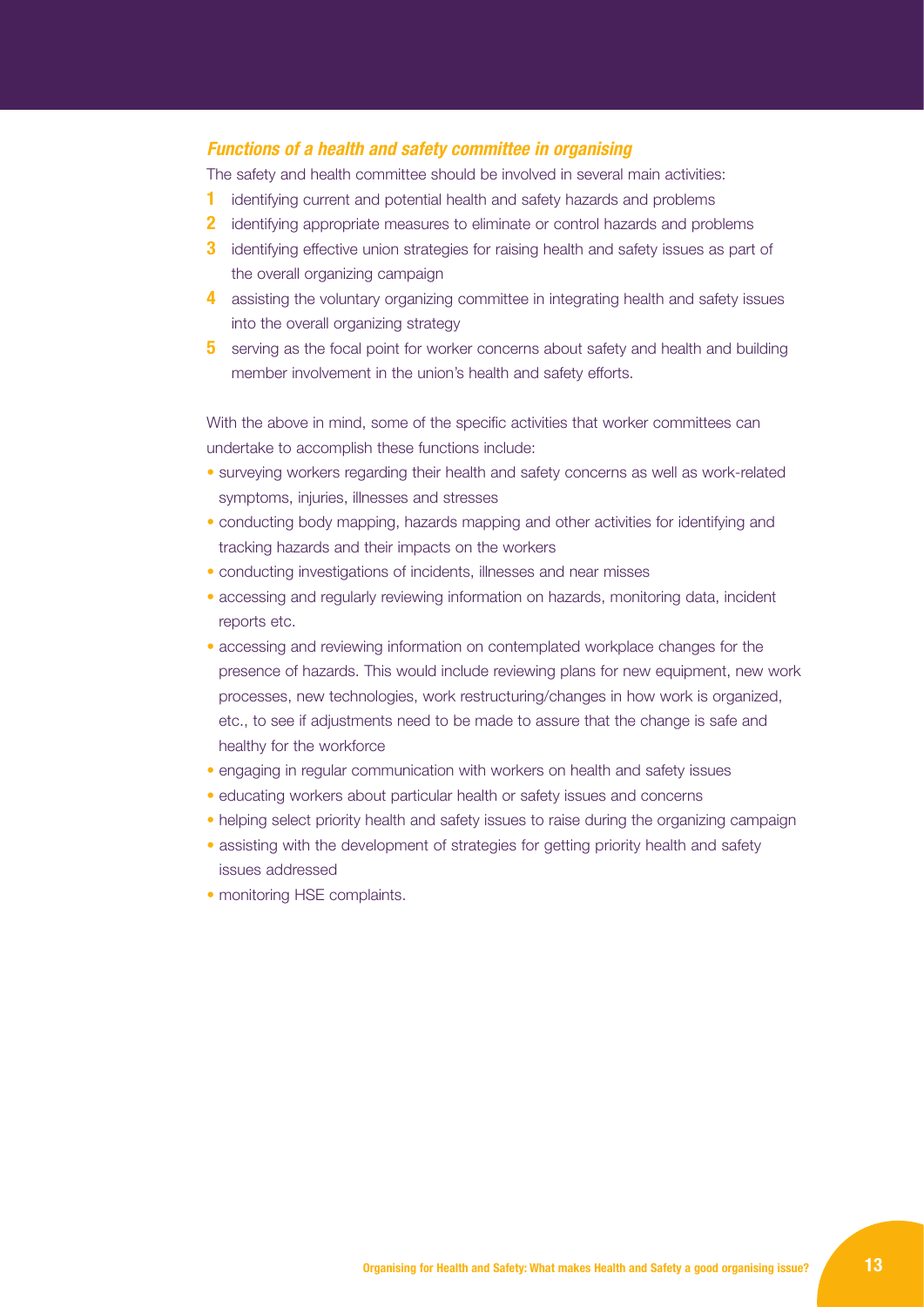### *Functions of a health and safety committee in organising*

The safety and health committee should be involved in several main activities:

1. identifying current and potential health and safety hazards and problems
2. identifying appropriate measures to eliminate or control hazards and problems
3. identifying effective union strategies for raising health and safety issues as part of the overall organizing campaign
4. assisting the voluntary organizing committee in integrating health and safety issues into the overall organizing strategy
5. serving as the focal point for worker concerns about safety and health and building member involvement in the union's health and safety efforts.

With the above in mind, some of the specific activities that worker committees can undertake to accomplish these functions include:

- surveying workers regarding their health and safety concerns as well as work-related symptoms, injuries, illnesses and stresses
- conducting body mapping, hazards mapping and other activities for identifying and tracking hazards and their impacts on the workers
- conducting investigations of incidents, illnesses and near misses
- accessing and regularly reviewing information on hazards, monitoring data, incident reports etc.
- accessing and reviewing information on contemplated workplace changes for the presence of hazards. This would include reviewing plans for new equipment, new work processes, new technologies, work restructuring/changes in how work is organized, etc., to see if adjustments need to be made to assure that the change is safe and healthy for the workforce
- engaging in regular communication with workers on health and safety issues
- educating workers about particular health or safety issues and concerns
- helping select priority health and safety issues to raise during the organizing campaign
- assisting with the development of strategies for getting priority health and safety issues addressed
- monitoring HSE complaints.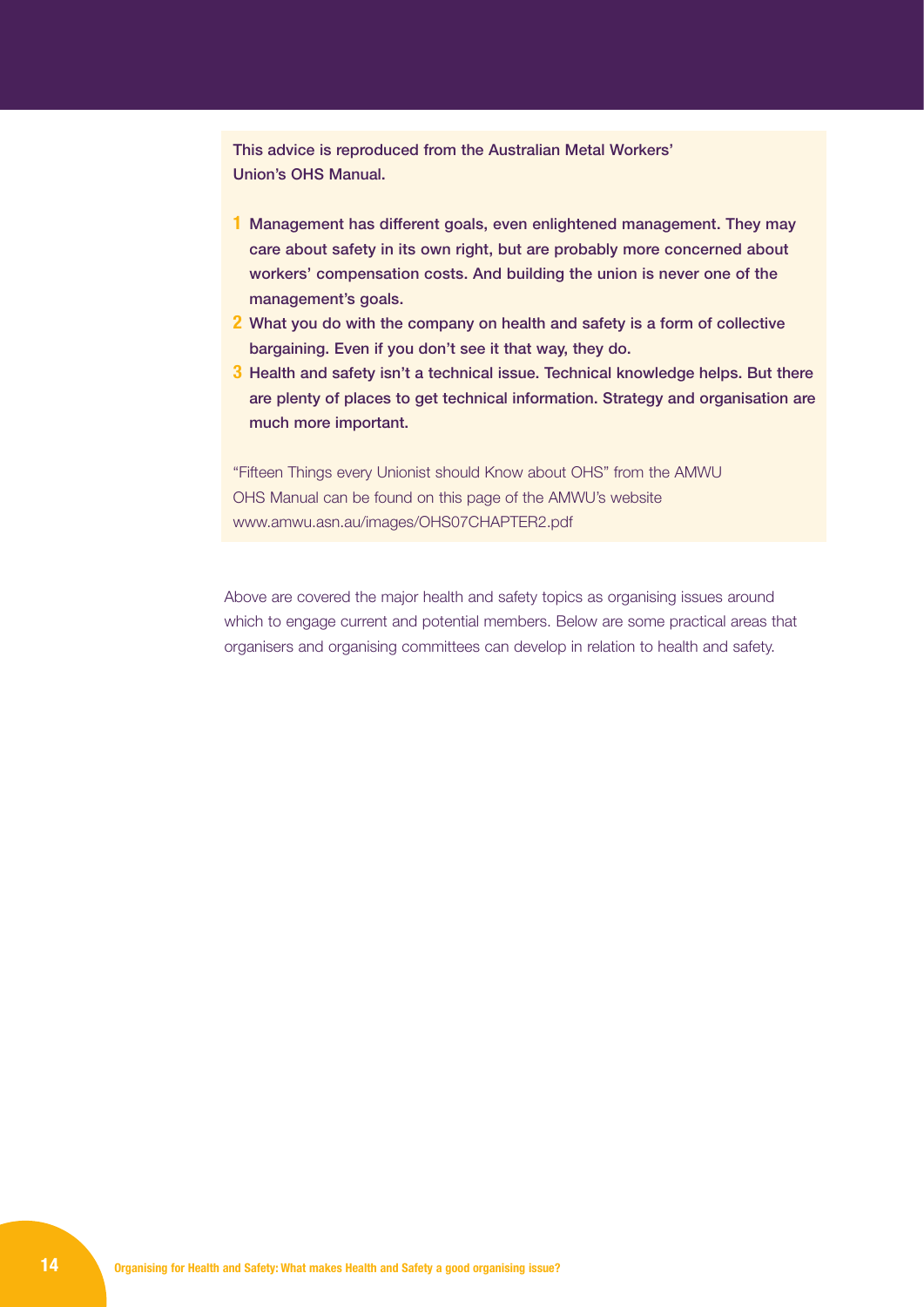**This advice is reproduced from the Australian Metal Workers' Union's OHS Manual.**

1. **Management has different goals, even enlightened management. They may care about safety in its own right, but are probably more concerned about workers' compensation costs. And building the union is never one of the management's goals.**
2. **What you do with the company on health and safety is a form of collective bargaining. Even if you don't see it that way, they do.**
3. **Health and safety isn't a technical issue. Technical knowledge helps. But there are plenty of places to get technical information. Strategy and organisation are much more important.**

"Fifteen Things every Unionist should Know about OHS" from the AMWU OHS Manual can be found on this page of the AMWU's website www.amwu.asn.au/images/OHS07CHAPTER2.pdf

Above are covered the major health and safety topics as organising issues around which to engage current and potential members. Below are some practical areas that organisers and organising committees can develop in relation to health and safety.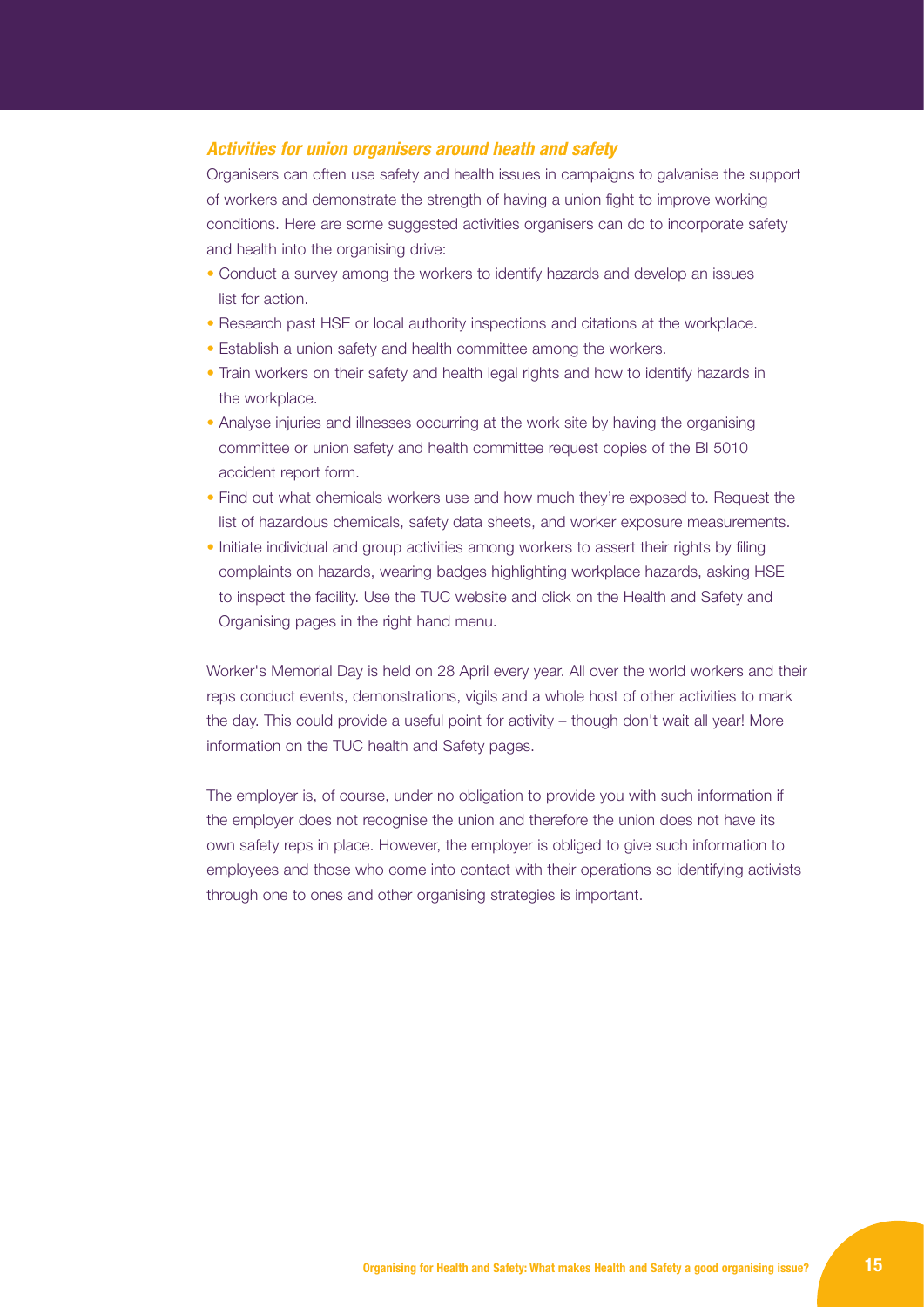### *Activities for union organisers around heath and safety*

Organisers can often use safety and health issues in campaigns to galvanise the support of workers and demonstrate the strength of having a union fight to improve working conditions. Here are some suggested activities organisers can do to incorporate safety and health into the organising drive:

- Conduct a survey among the workers to identify hazards and develop an issues list for action.
- Research past HSE or local authority inspections and citations at the workplace.
- Establish a union safety and health committee among the workers.
- Train workers on their safety and health legal rights and how to identify hazards in the workplace.
- Analyse injuries and illnesses occurring at the work site by having the organising committee or union safety and health committee request copies of the BI 5010 accident report form.
- Find out what chemicals workers use and how much they're exposed to. Request the list of hazardous chemicals, safety data sheets, and worker exposure measurements.
- Initiate individual and group activities among workers to assert their rights by filing complaints on hazards, wearing badges highlighting workplace hazards, asking HSE to inspect the facility. Use the TUC website and click on the Health and Safety and Organising pages in the right hand menu.

Worker's Memorial Day is held on 28 April every year. All over the world workers and their reps conduct events, demonstrations, vigils and a whole host of other activities to mark the day. This could provide a useful point for activity – though don't wait all year! More information on the TUC health and Safety pages.

The employer is, of course, under no obligation to provide you with such information if the employer does not recognise the union and therefore the union does not have its own safety reps in place. However, the employer is obliged to give such information to employees and those who come into contact with their operations so identifying activists through one to ones and other organising strategies is important.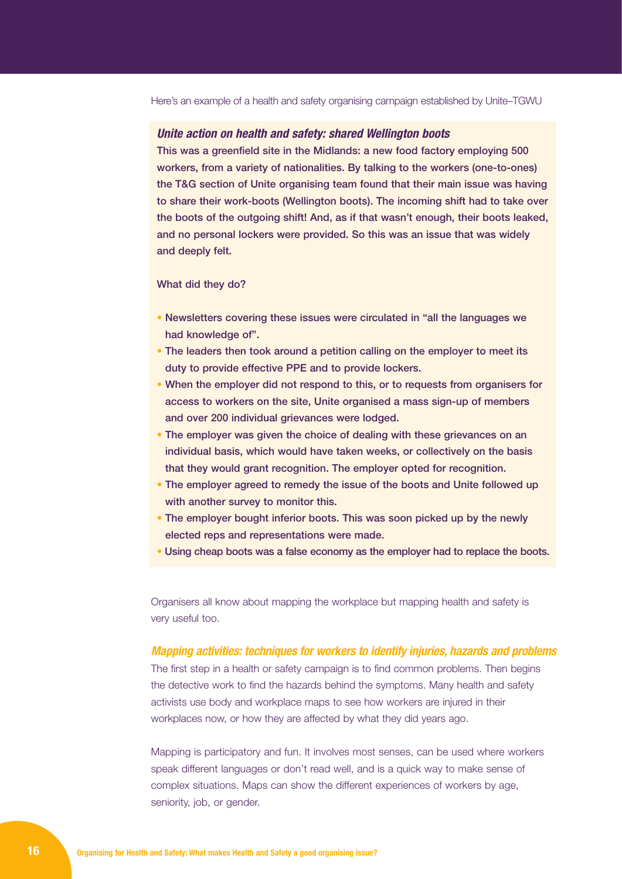Here's an example of a health and safety organising campaign established by Unite–TGWU

### *Unite action on health and safety: shared Wellington boots*

**This was a greenfield site in the Midlands: a new food factory employing 500 workers, from a variety of nationalities. By talking to the workers (one-to-ones) the T&G section of Unite organising team found that their main issue was having to share their work-boots (Wellington boots). The incoming shift had to take over the boots of the outgoing shift! And, as if that wasn't enough, their boots leaked, and no personal lockers were provided. So this was an issue that was widely and deeply felt.**

**What did they do?**

- **Newsletters covering these issues were circulated in "all the languages we had knowledge of".**
- **The leaders then took around a petition calling on the employer to meet its duty to provide effective PPE and to provide lockers.**
- **When the employer did not respond to this, or to requests from organisers for access to workers on the site, Unite organised a mass sign-up of members and over 200 individual grievances were lodged.**
- **The employer was given the choice of dealing with these grievances on an individual basis, which would have taken weeks, or collectively on the basis that they would grant recognition. The employer opted for recognition.**
- **The employer agreed to remedy the issue of the boots and Unite followed up with another survey to monitor this.**
- **The employer bought inferior boots. This was soon picked up by the newly elected reps and representations were made.**
- **Using cheap boots was a false economy as the employer had to replace the boots.**

Organisers all know about mapping the workplace but mapping health and safety is very useful too.

### *Mapping activities: techniques for workers to identify injuries, hazards and problems*

The first step in a health or safety campaign is to find common problems. Then begins the detective work to find the hazards behind the symptoms. Many health and safety activists use body and workplace maps to see how workers are injured in their workplaces now, or how they are affected by what they did years ago.

Mapping is participatory and fun. It involves most senses, can be used where workers speak different languages or don't read well, and is a quick way to make sense of complex situations. Maps can show the different experiences of workers by age, seniority, job, or gender.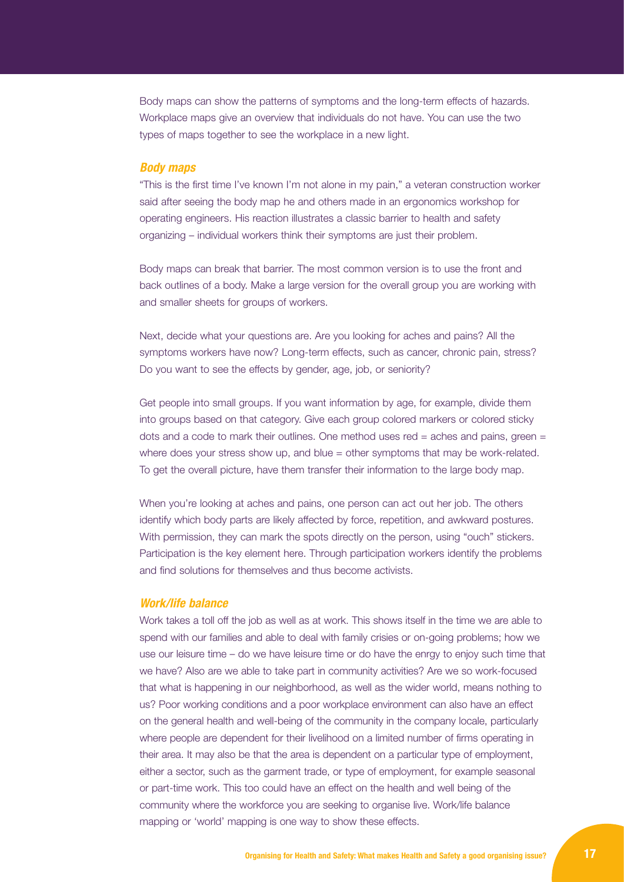Body maps can show the patterns of symptoms and the long-term effects of hazards. Workplace maps give an overview that individuals do not have. You can use the two types of maps together to see the workplace in a new light.

### *Body maps*

"This is the first time I've known I'm not alone in my pain," a veteran construction worker said after seeing the body map he and others made in an ergonomics workshop for operating engineers. His reaction illustrates a classic barrier to health and safety organizing – individual workers think their symptoms are just their problem.

Body maps can break that barrier. The most common version is to use the front and back outlines of a body. Make a large version for the overall group you are working with and smaller sheets for groups of workers.

Next, decide what your questions are. Are you looking for aches and pains? All the symptoms workers have now? Long-term effects, such as cancer, chronic pain, stress? Do you want to see the effects by gender, age, job, or seniority?

Get people into small groups. If you want information by age, for example, divide them into groups based on that category. Give each group colored markers or colored sticky dots and a code to mark their outlines. One method uses red = aches and pains, green = where does your stress show up, and blue = other symptoms that may be work-related. To get the overall picture, have them transfer their information to the large body map.

When you're looking at aches and pains, one person can act out her job. The others identify which body parts are likely affected by force, repetition, and awkward postures. With permission, they can mark the spots directly on the person, using "ouch" stickers. Participation is the key element here. Through participation workers identify the problems and find solutions for themselves and thus become activists.

### *Work/life balance*

Work takes a toll off the job as well as at work. This shows itself in the time we are able to spend with our families and able to deal with family crisies or on-going problems; how we use our leisure time – do we have leisure time or do have the enrgy to enjoy such time that we have? Also are we able to take part in community activities? Are we so work-focused that what is happening in our neighborhood, as well as the wider world, means nothing to us? Poor working conditions and a poor workplace environment can also have an effect on the general health and well-being of the community in the company locale, particularly where people are dependent for their livelihood on a limited number of firms operating in their area. It may also be that the area is dependent on a particular type of employment, either a sector, such as the garment trade, or type of employment, for example seasonal or part-time work. This too could have an effect on the health and well being of the community where the workforce you are seeking to organise live. Work/life balance mapping or 'world' mapping is one way to show these effects.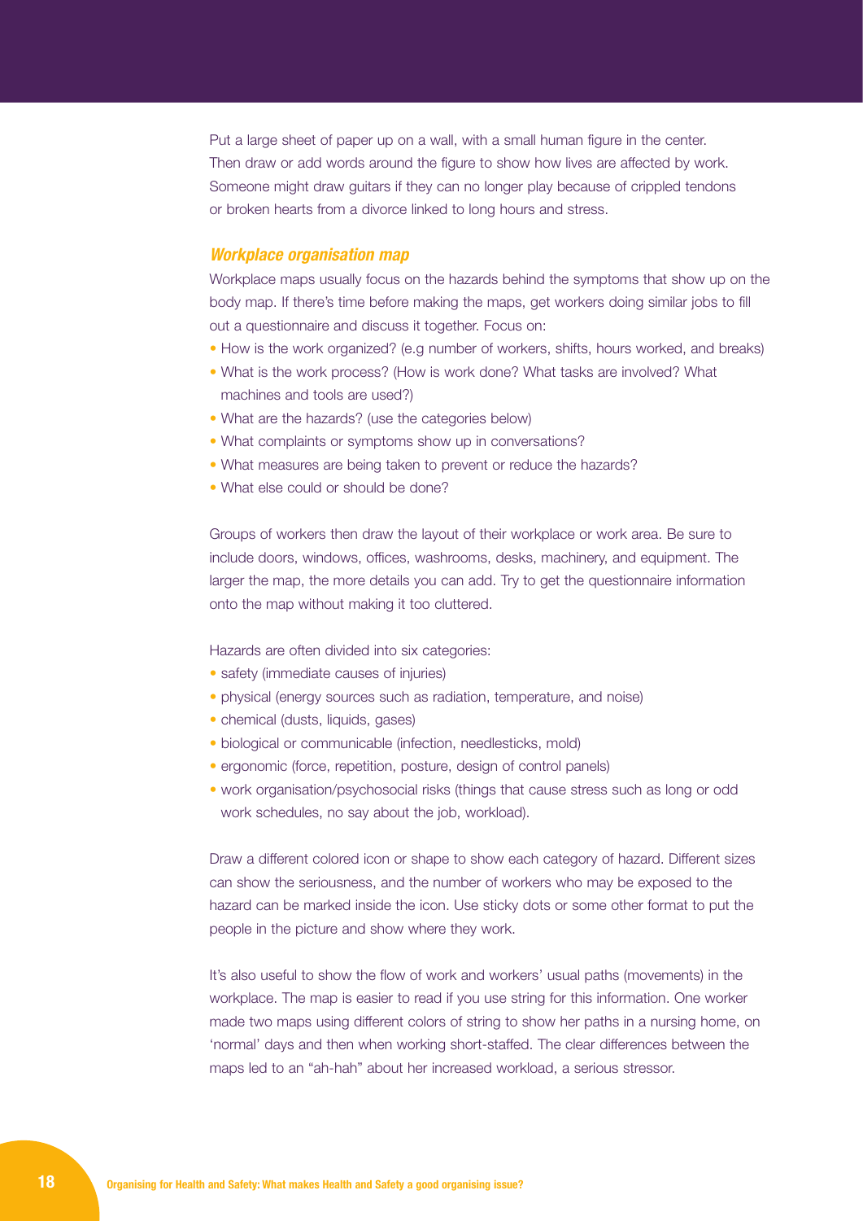Put a large sheet of paper up on a wall, with a small human figure in the center. Then draw or add words around the figure to show how lives are affected by work. Someone might draw guitars if they can no longer play because of crippled tendons or broken hearts from a divorce linked to long hours and stress.

### *Workplace organisation map*

Workplace maps usually focus on the hazards behind the symptoms that show up on the body map. If there's time before making the maps, get workers doing similar jobs to fill out a questionnaire and discuss it together. Focus on:

- How is the work organized? (e.g number of workers, shifts, hours worked, and breaks)
- What is the work process? (How is work done? What tasks are involved? What machines and tools are used?)
- What are the hazards? (use the categories below)
- What complaints or symptoms show up in conversations?
- What measures are being taken to prevent or reduce the hazards?
- What else could or should be done?

Groups of workers then draw the layout of their workplace or work area. Be sure to include doors, windows, offices, washrooms, desks, machinery, and equipment. The larger the map, the more details you can add. Try to get the questionnaire information onto the map without making it too cluttered.

Hazards are often divided into six categories:

- safety (immediate causes of injuries)
- physical (energy sources such as radiation, temperature, and noise)
- chemical (dusts, liquids, gases)
- biological or communicable (infection, needlesticks, mold)
- ergonomic (force, repetition, posture, design of control panels)
- work organisation/psychosocial risks (things that cause stress such as long or odd work schedules, no say about the job, workload).

Draw a different colored icon or shape to show each category of hazard. Different sizes can show the seriousness, and the number of workers who may be exposed to the hazard can be marked inside the icon. Use sticky dots or some other format to put the people in the picture and show where they work.

It's also useful to show the flow of work and workers' usual paths (movements) in the workplace. The map is easier to read if you use string for this information. One worker made two maps using different colors of string to show her paths in a nursing home, on 'normal' days and then when working short-staffed. The clear differences between the maps led to an "ah-hah" about her increased workload, a serious stressor.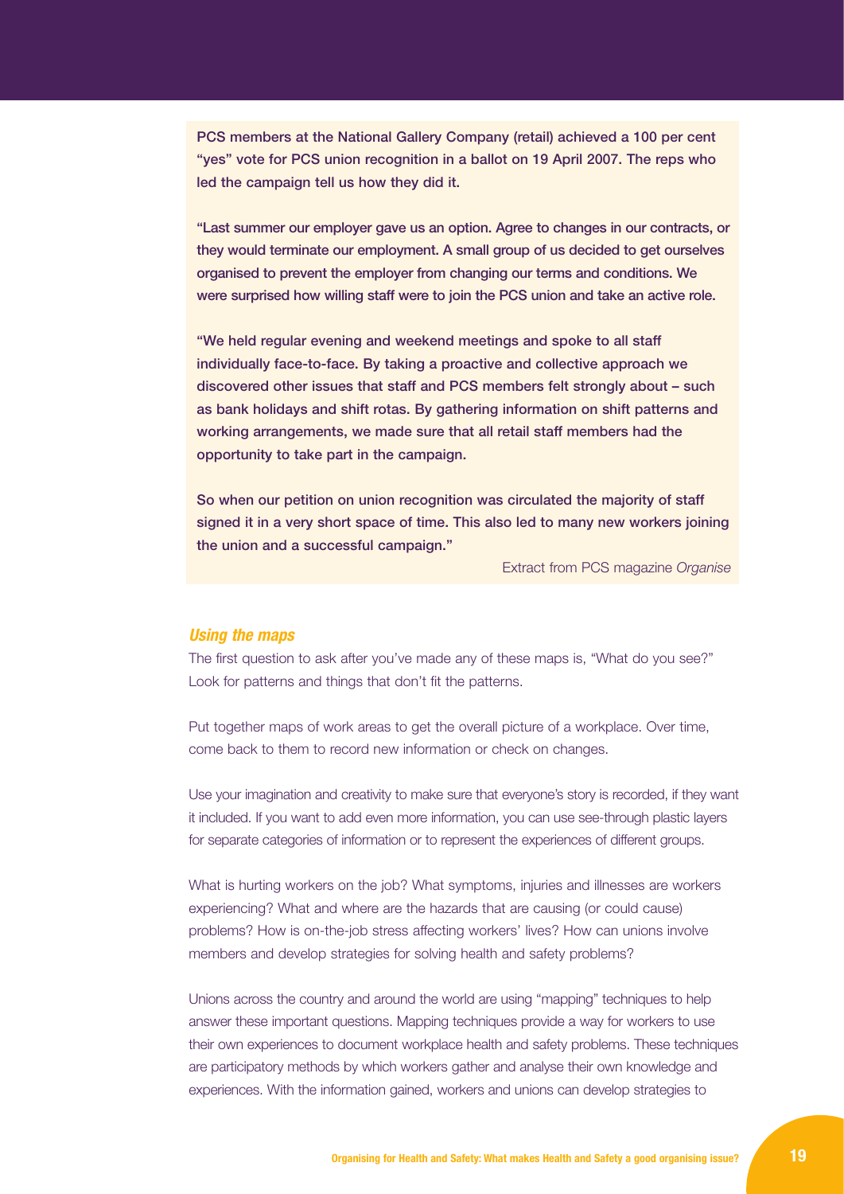**PCS members at the National Gallery Company (retail) achieved a 100 per cent "yes" vote for PCS union recognition in a ballot on 19 April 2007. The reps who led the campaign tell us how they did it.**

**"Last summer our employer gave us an option. Agree to changes in our contracts, or they would terminate our employment. A small group of us decided to get ourselves organised to prevent the employer from changing our terms and conditions. We were surprised how willing staff were to join the PCS union and take an active role.**

**"We held regular evening and weekend meetings and spoke to all staff individually face-to-face. By taking a proactive and collective approach we discovered other issues that staff and PCS members felt strongly about – such as bank holidays and shift rotas. By gathering information on shift patterns and working arrangements, we made sure that all retail staff members had the opportunity to take part in the campaign.**

**So when our petition on union recognition was circulated the majority of staff signed it in a very short space of time. This also led to many new workers joining the union and a successful campaign."**

Extract from PCS magazine *Organise*

### *Using the maps*

The first question to ask after you've made any of these maps is, "What do you see?" Look for patterns and things that don't fit the patterns.

Put together maps of work areas to get the overall picture of a workplace. Over time, come back to them to record new information or check on changes.

Use your imagination and creativity to make sure that everyone's story is recorded, if they want it included. If you want to add even more information, you can use see-through plastic layers for separate categories of information or to represent the experiences of different groups.

What is hurting workers on the job? What symptoms, injuries and illnesses are workers experiencing? What and where are the hazards that are causing (or could cause) problems? How is on-the-job stress affecting workers' lives? How can unions involve members and develop strategies for solving health and safety problems?

Unions across the country and around the world are using "mapping" techniques to help answer these important questions. Mapping techniques provide a way for workers to use their own experiences to document workplace health and safety problems. These techniques are participatory methods by which workers gather and analyse their own knowledge and experiences. With the information gained, workers and unions can develop strategies to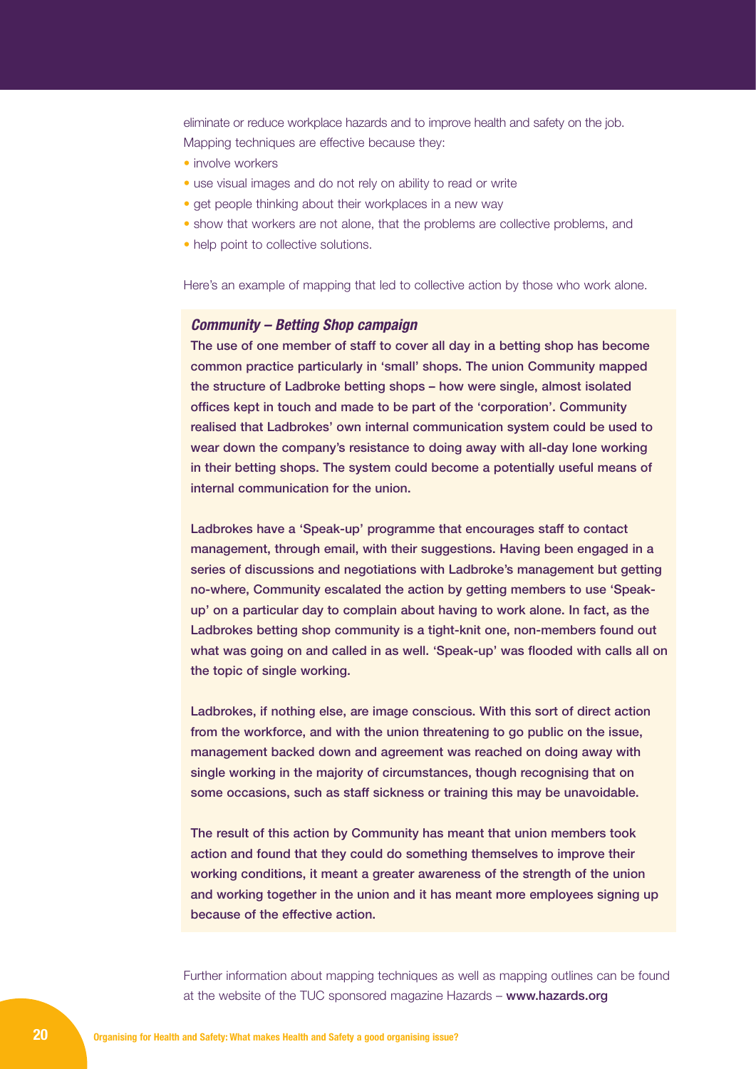eliminate or reduce workplace hazards and to improve health and safety on the job. Mapping techniques are effective because they:

- involve workers
- use visual images and do not rely on ability to read or write
- get people thinking about their workplaces in a new way
- show that workers are not alone, that the problems are collective problems, and
- help point to collective solutions.

Here's an example of mapping that led to collective action by those who work alone.

***Community – Betting Shop campaign***

**The use of one member of staff to cover all day in a betting shop has become common practice particularly in 'small' shops. The union Community mapped the structure of Ladbroke betting shops – how were single, almost isolated offices kept in touch and made to be part of the 'corporation'. Community realised that Ladbrokes' own internal communication system could be used to wear down the company's resistance to doing away with all-day lone working in their betting shops. The system could become a potentially useful means of internal communication for the union.**

**Ladbrokes have a 'Speak-up' programme that encourages staff to contact management, through email, with their suggestions. Having been engaged in a series of discussions and negotiations with Ladbroke's management but getting no-where, Community escalated the action by getting members to use 'Speak-up' on a particular day to complain about having to work alone. In fact, as the Ladbrokes betting shop community is a tight-knit one, non-members found out what was going on and called in as well. 'Speak-up' was flooded with calls all on the topic of single working.**

**Ladbrokes, if nothing else, are image conscious. With this sort of direct action from the workforce, and with the union threatening to go public on the issue, management backed down and agreement was reached on doing away with single working in the majority of circumstances, though recognising that on some occasions, such as staff sickness or training this may be unavoidable.**

**The result of this action by Community has meant that union members took action and found that they could do something themselves to improve their working conditions, it meant a greater awareness of the strength of the union and working together in the union and it has meant more employees signing up because of the effective action.**

Further information about mapping techniques as well as mapping outlines can be found at the website of the TUC sponsored magazine Hazards – **www.hazards.org**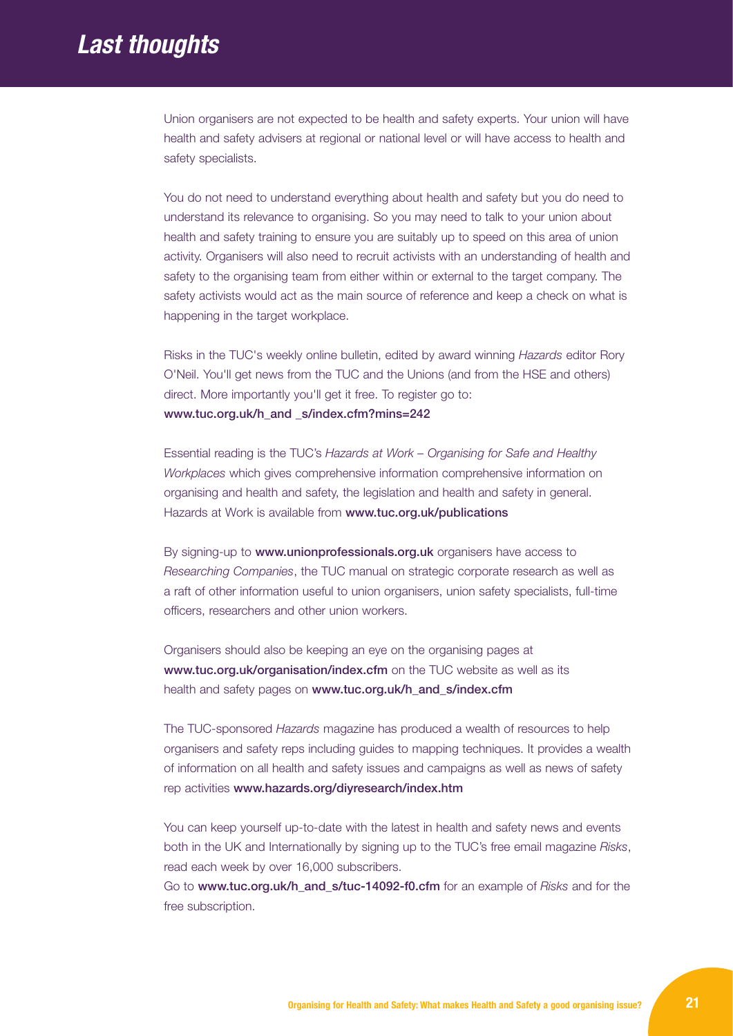# *Last thoughts*

Union organisers are not expected to be health and safety experts. Your union will have health and safety advisers at regional or national level or will have access to health and safety specialists.

You do not need to understand everything about health and safety but you do need to understand its relevance to organising. So you may need to talk to your union about health and safety training to ensure you are suitably up to speed on this area of union activity. Organisers will also need to recruit activists with an understanding of health and safety to the organising team from either within or external to the target company. The safety activists would act as the main source of reference and keep a check on what is happening in the target workplace.

Risks in the TUC's weekly online bulletin, edited by award winning *Hazards* editor Rory O'Neil. You'll get news from the TUC and the Unions (and from the HSE and others) direct. More importantly you'll get it free. To register go to:
**www.tuc.org.uk/h_and _s/index.cfm?mins=242**

Essential reading is the TUC's *Hazards at Work – Organising for Safe and Healthy Workplaces* which gives comprehensive information comprehensive information on organising and health and safety, the legislation and health and safety in general. Hazards at Work is available from **www.tuc.org.uk/publications**

By signing-up to **www.unionprofessionals.org.uk** organisers have access to *Researching Companies*, the TUC manual on strategic corporate research as well as a raft of other information useful to union organisers, union safety specialists, full-time officers, researchers and other union workers.

Organisers should also be keeping an eye on the organising pages at **www.tuc.org.uk/organisation/index.cfm** on the TUC website as well as its health and safety pages on **www.tuc.org.uk/h_and_s/index.cfm**

The TUC-sponsored *Hazards* magazine has produced a wealth of resources to help organisers and safety reps including guides to mapping techniques. It provides a wealth of information on all health and safety issues and campaigns as well as news of safety rep activities **www.hazards.org/diyresearch/index.htm**

You can keep yourself up-to-date with the latest in health and safety news and events both in the UK and Internationally by signing up to the TUC's free email magazine *Risks*, read each week by over 16,000 subscribers.
Go to **www.tuc.org.uk/h_and_s/tuc-14092-f0.cfm** for an example of *Risks* and for the free subscription.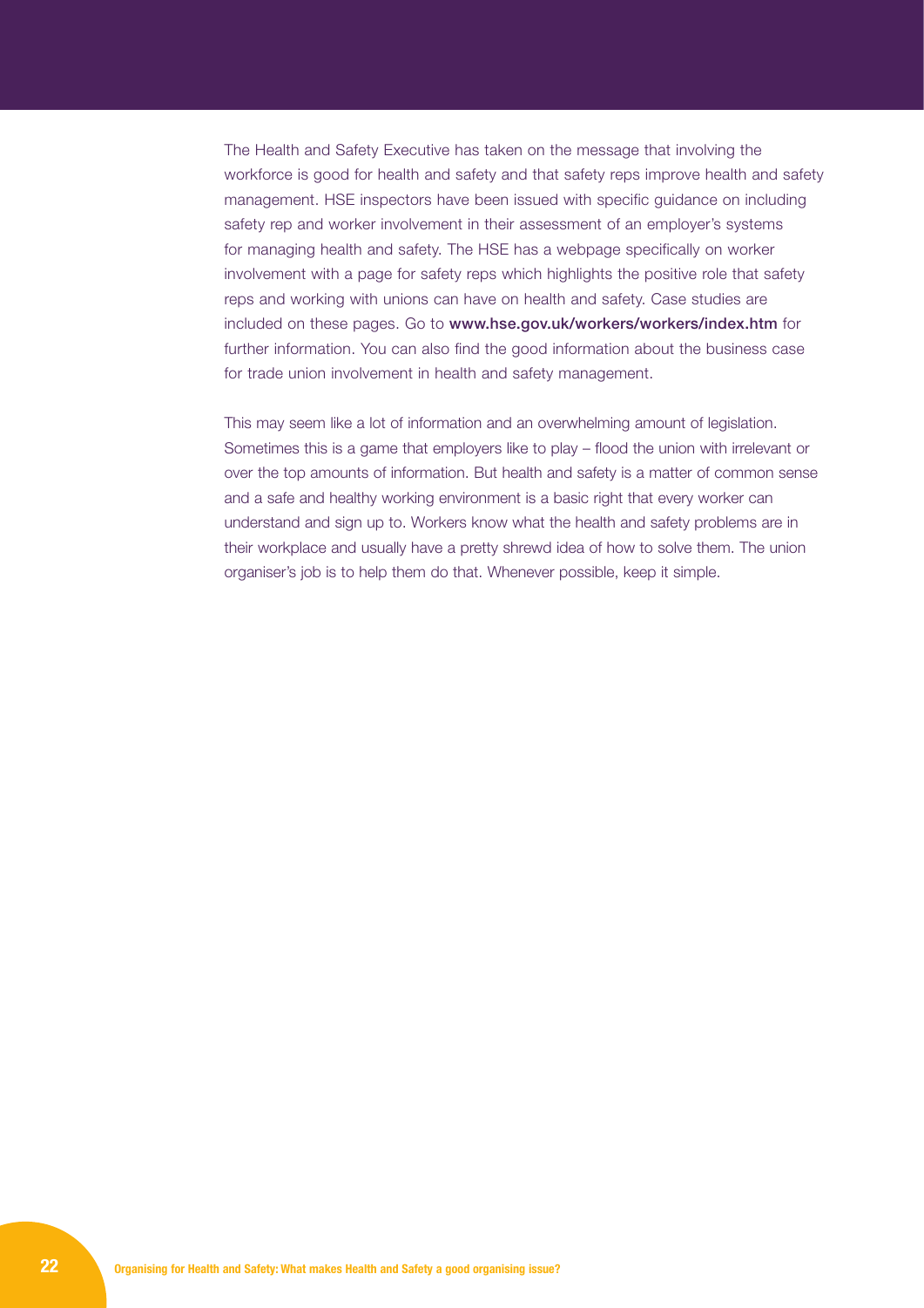The Health and Safety Executive has taken on the message that involving the workforce is good for health and safety and that safety reps improve health and safety management. HSE inspectors have been issued with specific guidance on including safety rep and worker involvement in their assessment of an employer's systems for managing health and safety. The HSE has a webpage specifically on worker involvement with a page for safety reps which highlights the positive role that safety reps and working with unions can have on health and safety. Case studies are included on these pages. Go to **www.hse.gov.uk/workers/workers/index.htm** for further information. You can also find the good information about the business case for trade union involvement in health and safety management.

This may seem like a lot of information and an overwhelming amount of legislation. Sometimes this is a game that employers like to play – flood the union with irrelevant or over the top amounts of information. But health and safety is a matter of common sense and a safe and healthy working environment is a basic right that every worker can understand and sign up to. Workers know what the health and safety problems are in their workplace and usually have a pretty shrewd idea of how to solve them. The union organiser's job is to help them do that. Whenever possible, keep it simple.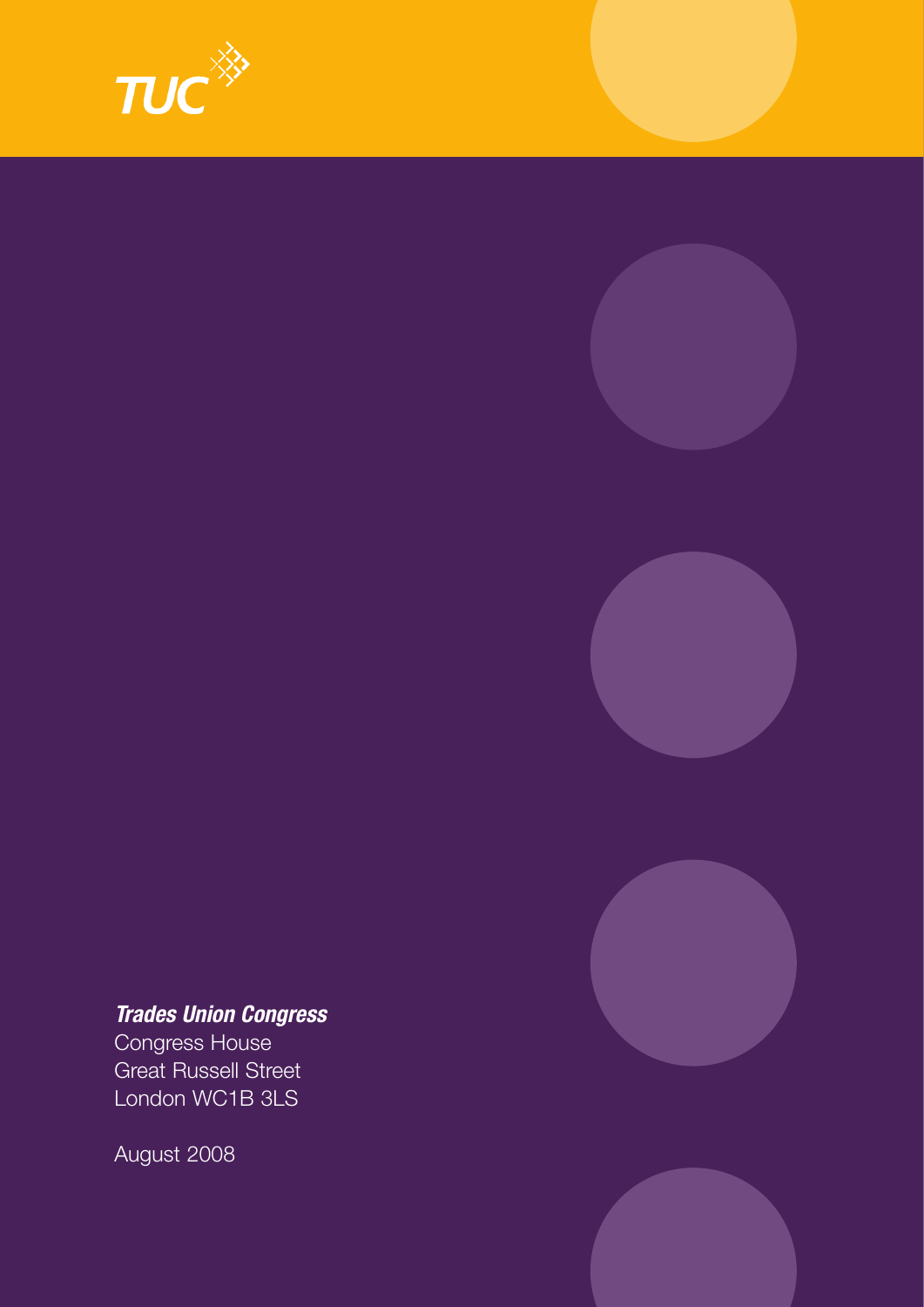TUC

***Trades Union Congress***
Congress House
Great Russell Street
London WC1B 3LS

August 2008